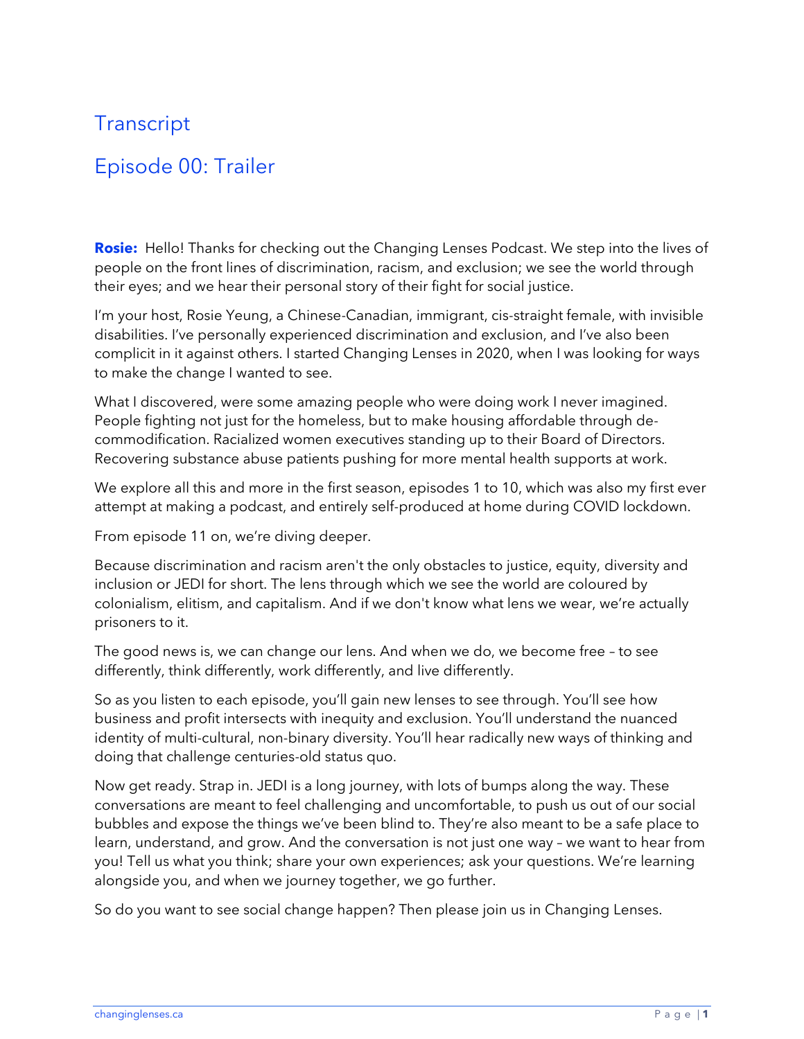# Transcript

## Episode 00: Trailer

**Rosie:** Hello! Thanks for checking out the Changing Lenses Podcast. We step into the lives of people on the front lines of discrimination, racism, and exclusion; we see the world through their eyes; and we hear their personal story of their fight for social justice.

I'm your host, Rosie Yeung, a Chinese-Canadian, immigrant, cis-straight female, with invisible disabilities. I've personally experienced discrimination and exclusion, and I've also been complicit in it against others. I started Changing Lenses in 2020, when I was looking for ways to make the change I wanted to see.

What I discovered, were some amazing people who were doing work I never imagined. People fighting not just for the homeless, but to make housing affordable through de-commodification. Racialized women executives standing up to their Board of Directors. Recovering substance abuse patients pushing for more mental health supports at work.

We explore all this and more in the first season, episodes 1 to 10, which was also my first ever attempt at making a podcast, and entirely self-produced at home during COVID lockdown.

From episode 11 on, we're diving deeper.

Because discrimination and racism aren't the only obstacles to justice, equity, diversity and inclusion or JEDI for short. The lens through which we see the world are coloured by colonialism, elitism, and capitalism. And if we don't know what lens we wear, we're actually prisoners to it.

The good news is, we can change our lens. And when we do, we become free – to see differently, think differently, work differently, and live differently.

So as you listen to each episode, you'll gain new lenses to see through. You'll see how business and profit intersects with inequity and exclusion. You'll understand the nuanced identity of multi-cultural, non-binary diversity. You'll hear radically new ways of thinking and doing that challenge centuries-old status quo.

Now get ready. Strap in. JEDI is a long journey, with lots of bumps along the way. These conversations are meant to feel challenging and uncomfortable, to push us out of our social bubbles and expose the things we've been blind to. They're also meant to be a safe place to learn, understand, and grow. And the conversation is not just one way – we want to hear from you! Tell us what you think; share your own experiences; ask your questions. We're learning alongside you, and when we journey together, we go further.

So do you want to see social change happen? Then please join us in Changing Lenses.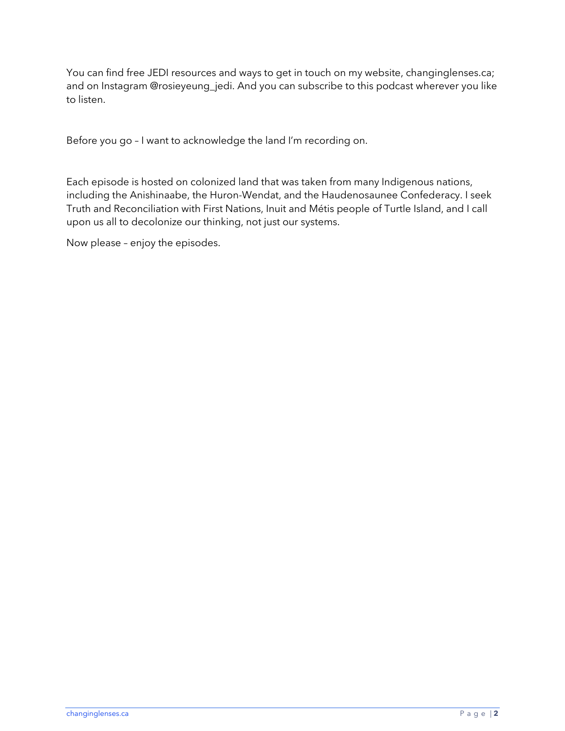You can find free JEDI resources and ways to get in touch on my website, changinglenses.ca; and on Instagram @rosieyeung_jedi. And you can subscribe to this podcast wherever you like to listen.

Before you go – I want to acknowledge the land I'm recording on.

Each episode is hosted on colonized land that was taken from many Indigenous nations, including the Anishinaabe, the Huron-Wendat, and the Haudenosaunee Confederacy. I seek Truth and Reconciliation with First Nations, Inuit and Métis people of Turtle Island, and I call upon us all to decolonize our thinking, not just our systems.

Now please – enjoy the episodes.